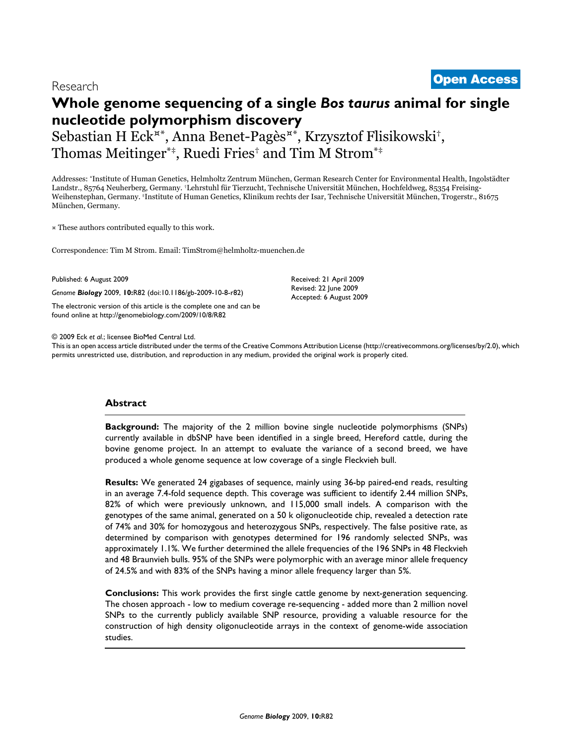Research

**Open Access**

# Whole genome sequencing of a single *Bos taurus* animal for single nucleotide polymorphism discovery

Sebastian H Eck[¤*], Anna Benet-Pagès[¤*], Krzysztof Flisikowski[†], Thomas Meitinger[*‡], Ruedi Fries[†] and Tim M Strom[*‡]

Addresses: [*]Institute of Human Genetics, Helmholtz Zentrum München, German Research Center for Environmental Health, Ingolstädter Landstr., 85764 Neuherberg, Germany. [†]Lehrstuhl für Tierzucht, Technische Universität München, Hochfeldweg, 85354 Freising-Weihenstephan, Germany. [‡]Institute of Human Genetics, Klinikum rechts der Isar, Technische Universität München, Trogerstr., 81675 München, Germany.

¤ These authors contributed equally to this work.

Correspondence: Tim M Strom. Email: TimStrom@helmholtz-muenchen.de

Published: 6 August 2009

*Genome **Biology*** 2009, **10:**R82 (doi:10.1186/gb-2009-10-8-r82)

The electronic version of this article is the complete one and can be found online at http://genomebiology.com/2009/10/8/R82

Received: 21 April 2009
Revised: 22 June 2009
Accepted: 6 August 2009

© 2009 Eck *et al*.; licensee BioMed Central Ltd.
This is an open access article distributed under the terms of the Creative Commons Attribution License (http://creativecommons.org/licenses/by/2.0), which permits unrestricted use, distribution, and reproduction in any medium, provided the original work is properly cited.

## Abstract

**Background:** The majority of the 2 million bovine single nucleotide polymorphisms (SNPs) currently available in dbSNP have been identified in a single breed, Hereford cattle, during the bovine genome project. In an attempt to evaluate the variance of a second breed, we have produced a whole genome sequence at low coverage of a single Fleckvieh bull.

**Results:** We generated 24 gigabases of sequence, mainly using 36-bp paired-end reads, resulting in an average 7.4-fold sequence depth. This coverage was sufficient to identify 2.44 million SNPs, 82% of which were previously unknown, and 115,000 small indels. A comparison with the genotypes of the same animal, generated on a 50 k oligonucleotide chip, revealed a detection rate of 74% and 30% for homozygous and heterozygous SNPs, respectively. The false positive rate, as determined by comparison with genotypes determined for 196 randomly selected SNPs, was approximately 1.1%. We further determined the allele frequencies of the 196 SNPs in 48 Fleckvieh and 48 Braunvieh bulls. 95% of the SNPs were polymorphic with an average minor allele frequency of 24.5% and with 83% of the SNPs having a minor allele frequency larger than 5%.

**Conclusions:** This work provides the first single cattle genome by next-generation sequencing. The chosen approach - low to medium coverage re-sequencing - added more than 2 million novel SNPs to the currently publicly available SNP resource, providing a valuable resource for the construction of high density oligonucleotide arrays in the context of genome-wide association studies.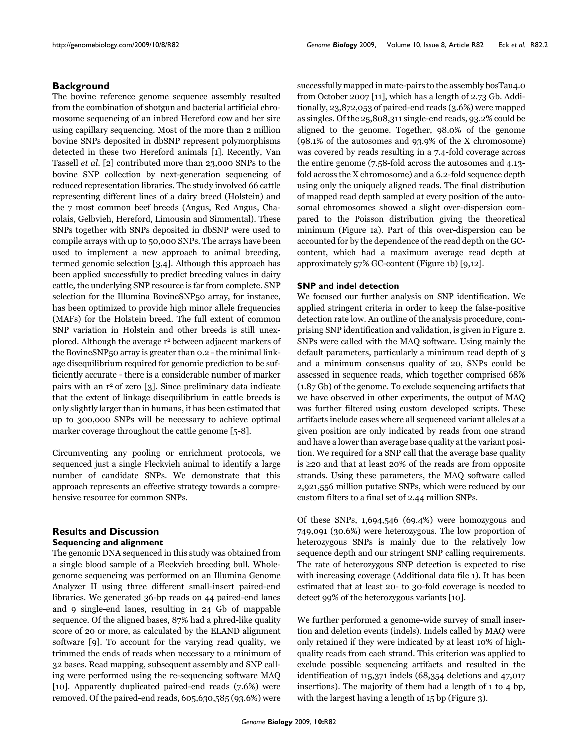## Background

The bovine reference genome sequence assembly resulted from the combination of shotgun and bacterial artificial chromosome sequencing of an inbred Hereford cow and her sire using capillary sequencing. Most of the more than 2 million bovine SNPs deposited in dbSNP represent polymorphisms detected in these two Hereford animals [1]. Recently, Van Tassell *et al*. [2] contributed more than 23,000 SNPs to the bovine SNP collection by next-generation sequencing of reduced representation libraries. The study involved 66 cattle representing different lines of a dairy breed (Holstein) and the 7 most common beef breeds (Angus, Red Angus, Charolais, Gelbvieh, Hereford, Limousin and Simmental). These SNPs together with SNPs deposited in dbSNP were used to compile arrays with up to 50,000 SNPs. The arrays have been used to implement a new approach to animal breeding, termed genomic selection [3,4]. Although this approach has been applied successfully to predict breeding values in dairy cattle, the underlying SNP resource is far from complete. SNP selection for the Illumina BovineSNP50 array, for instance, has been optimized to provide high minor allele frequencies (MAFs) for the Holstein breed. The full extent of common SNP variation in Holstein and other breeds is still unexplored. Although the average $r^2$ between adjacent markers of the BovineSNP50 array is greater than 0.2 - the minimal linkage disequilibrium required for genomic prediction to be sufficiently accurate - there is a considerable number of marker pairs with an $r^2$ of zero [3]. Since preliminary data indicate that the extent of linkage disequilibrium in cattle breeds is only slightly larger than in humans, it has been estimated that up to 300,000 SNPs will be necessary to achieve optimal marker coverage throughout the cattle genome [5-8].

Circumventing any pooling or enrichment protocols, we sequenced just a single Fleckvieh animal to identify a large number of candidate SNPs. We demonstrate that this approach represents an effective strategy towards a comprehensive resource for common SNPs.

## Results and Discussion

### Sequencing and alignment

The genomic DNA sequenced in this study was obtained from a single blood sample of a Fleckvieh breeding bull. Whole-genome sequencing was performed on an Illumina Genome Analyzer II using three different small-insert paired-end libraries. We generated 36-bp reads on 44 paired-end lanes and 9 single-end lanes, resulting in 24 Gb of mappable sequence. Of the aligned bases, 87% had a phred-like quality score of 20 or more, as calculated by the ELAND alignment software [9]. To account for the varying read quality, we trimmed the ends of reads when necessary to a minimum of 32 bases. Read mapping, subsequent assembly and SNP calling were performed using the re-sequencing software MAQ [10]. Apparently duplicated paired-end reads (7.6%) were removed. Of the paired-end reads, 605,630,585 (93.6%) were successfully mapped in mate-pairs to the assembly bosTau4.0 from October 2007 [11], which has a length of 2.73 Gb. Additionally, 23,872,053 of paired-end reads (3.6%) were mapped as singles. Of the 25,808,311 single-end reads, 93.2% could be aligned to the genome. Together, 98.0% of the genome (98.1% of the autosomes and 93.9% of the X chromosome) was covered by reads resulting in a 7.4-fold coverage across the entire genome (7.58-fold across the autosomes and 4.13-fold across the X chromosome) and a 6.2-fold sequence depth using only the uniquely aligned reads. The final distribution of mapped read depth sampled at every position of the autosomal chromosomes showed a slight over-dispersion compared to the Poisson distribution giving the theoretical minimum (Figure 1a). Part of this over-dispersion can be accounted for by the dependence of the read depth on the GC-content, which had a maximum average read depth at approximately 57% GC-content (Figure 1b) [9,12].

### SNP and indel detection

We focused our further analysis on SNP identification. We applied stringent criteria in order to keep the false-positive detection rate low. An outline of the analysis procedure, comprising SNP identification and validation, is given in Figure 2. SNPs were called with the MAQ software. Using mainly the default parameters, particularly a minimum read depth of 3 and a minimum consensus quality of 20, SNPs could be assessed in sequence reads, which together comprised 68% (1.87 Gb) of the genome. To exclude sequencing artifacts that we have observed in other experiments, the output of MAQ was further filtered using custom developed scripts. These artifacts include cases where all sequenced variant alleles at a given position are only indicated by reads from one strand and have a lower than average base quality at the variant position. We required for a SNP call that the average base quality is ≥20 and that at least 20% of the reads are from opposite strands. Using these parameters, the MAQ software called 2,921,556 million putative SNPs, which were reduced by our custom filters to a final set of 2.44 million SNPs.

Of these SNPs, 1,694,546 (69.4%) were homozygous and 749,091 (30.6%) were heterozygous. The low proportion of heterozygous SNPs is mainly due to the relatively low sequence depth and our stringent SNP calling requirements. The rate of heterozygous SNP detection is expected to rise with increasing coverage (Additional data file 1). It has been estimated that at least 20- to 30-fold coverage is needed to detect 99% of the heterozygous variants [10].

We further performed a genome-wide survey of small insertion and deletion events (indels). Indels called by MAQ were only retained if they were indicated by at least 10% of high-quality reads from each strand. This criterion was applied to exclude possible sequencing artifacts and resulted in the identification of 115,371 indels (68,354 deletions and 47,017 insertions). The majority of them had a length of 1 to 4 bp, with the largest having a length of 15 bp (Figure 3).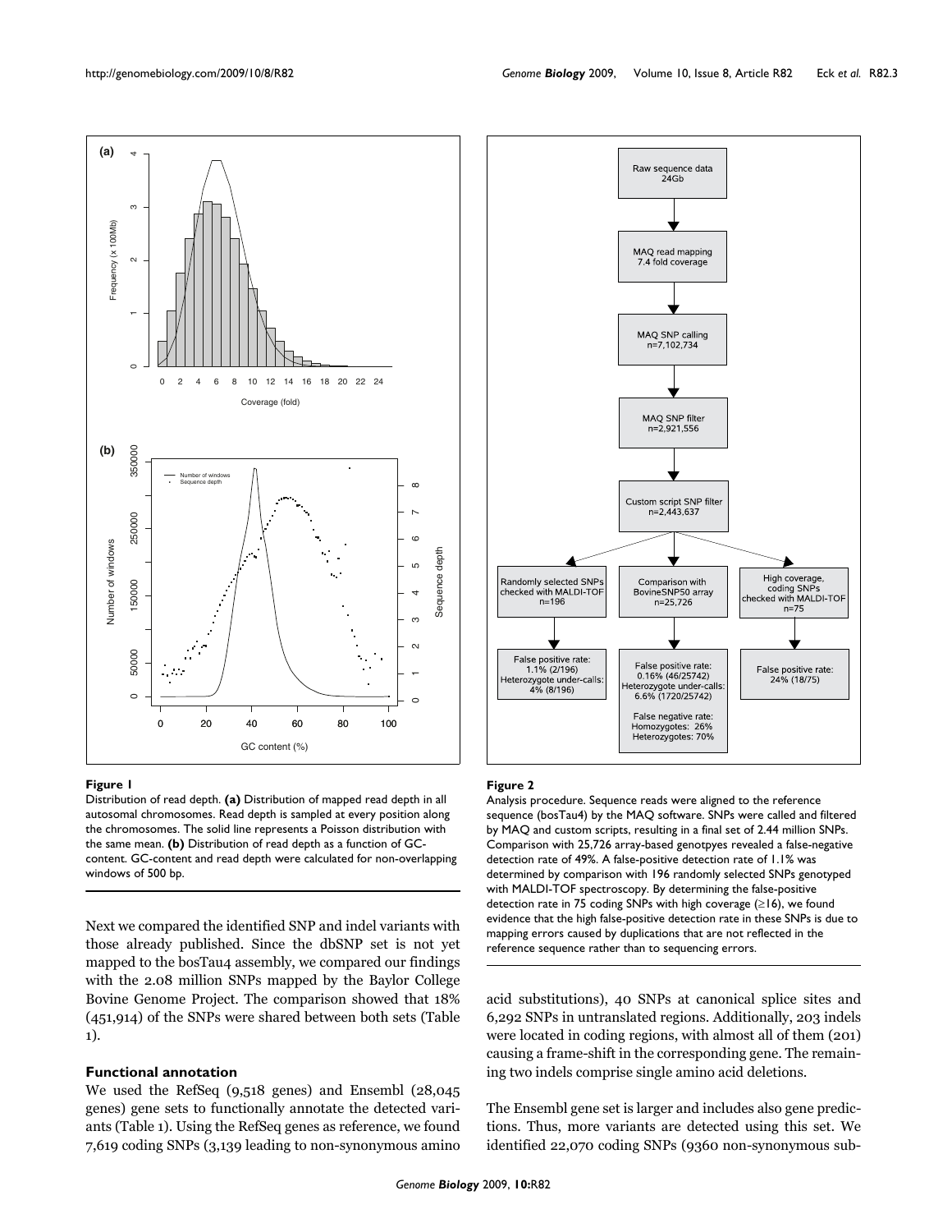**Figure 1**

Distribution of read depth. **(a)** Distribution of mapped read depth in all autosomal chromosomes. Read depth is sampled at every position along the chromosomes. The solid line represents a Poisson distribution with the same mean. **(b)** Distribution of read depth as a function of GC-content. GC-content and read depth were calculated for non-overlapping windows of 500 bp.

**Figure 2**

Analysis procedure. Sequence reads were aligned to the reference sequence (bosTau4) by the MAQ software. SNPs were called and filtered by MAQ and custom scripts, resulting in a final set of 2.44 million SNPs. Comparison with 25,726 array-based genotpyes revealed a false-negative detection rate of 49%. A false-positive detection rate of 1.1% was determined by comparison with 196 randomly selected SNPs genotyped with MALDI-TOF spectroscopy. By determining the false-positive detection rate in 75 coding SNPs with high coverage (≥16), we found evidence that the high false-positive detection rate in these SNPs is due to mapping errors caused by duplications that are not reflected in the reference sequence rather than to sequencing errors.

Next we compared the identified SNP and indel variants with those already published. Since the dbSNP set is not yet mapped to the bosTau4 assembly, we compared our findings with the 2.08 million SNPs mapped by the Baylor College Bovine Genome Project. The comparison showed that 18% (451,914) of the SNPs were shared between both sets (Table 1).

### Functional annotation

We used the RefSeq (9,518 genes) and Ensembl (28,045 genes) gene sets to functionally annotate the detected variants (Table 1). Using the RefSeq genes as reference, we found 7,619 coding SNPs (3,139 leading to non-synonymous amino acid substitutions), 40 SNPs at canonical splice sites and 6,292 SNPs in untranslated regions. Additionally, 203 indels were located in coding regions, with almost all of them (201) causing a frame-shift in the corresponding gene. The remaining two indels comprise single amino acid deletions.

The Ensembl gene set is larger and includes also gene predictions. Thus, more variants are detected using this set. We identified 22,070 coding SNPs (9360 non-synonymous sub-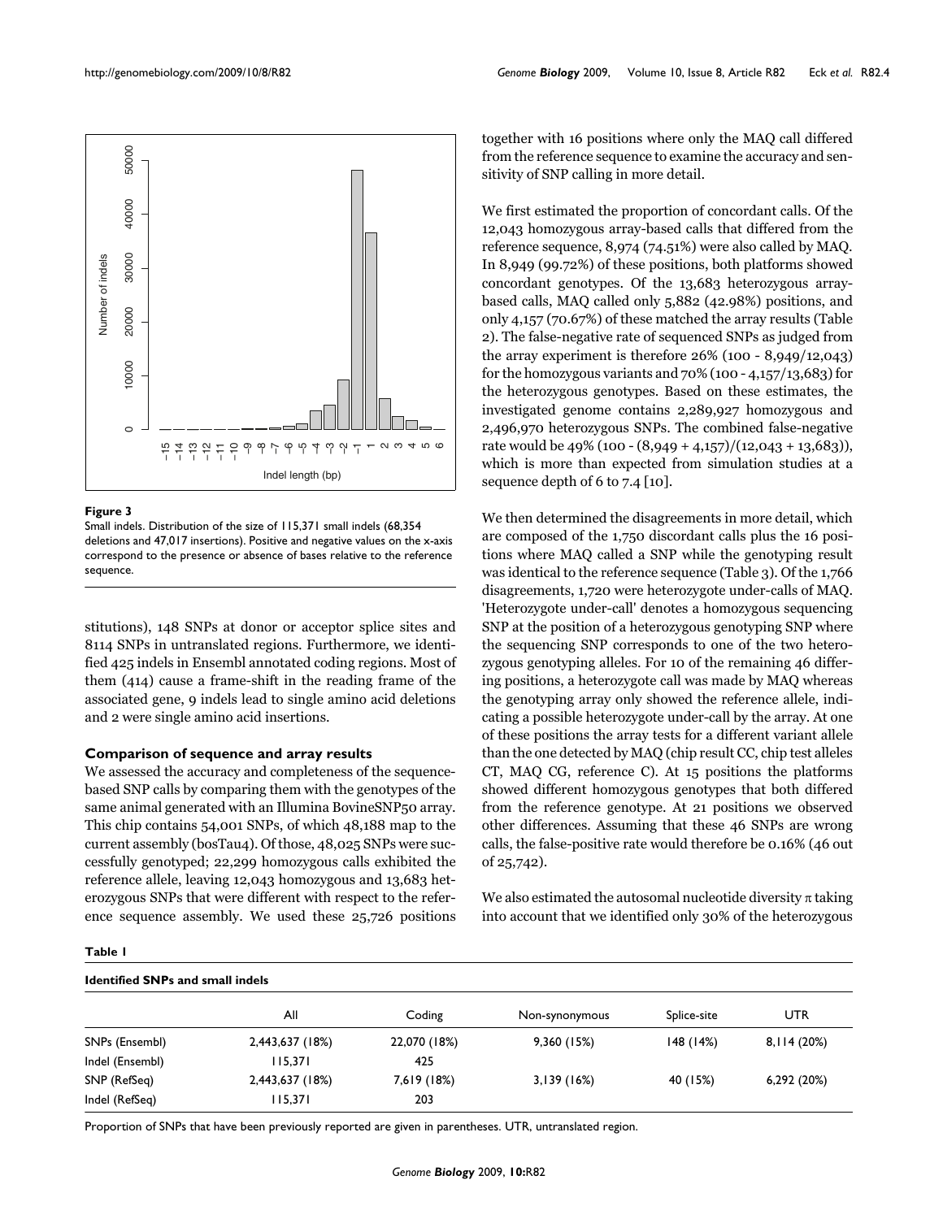**Figure 3**

Small indels. Distribution of the size of 115,371 small indels (68,354 deletions and 47,017 insertions). Positive and negative values on the x-axis correspond to the presence or absence of bases relative to the reference sequence.

stitutions), 148 SNPs at donor or acceptor splice sites and 8114 SNPs in untranslated regions. Furthermore, we identified 425 indels in Ensembl annotated coding regions. Most of them (414) cause a frame-shift in the reading frame of the associated gene, 9 indels lead to single amino acid deletions and 2 were single amino acid insertions.

### Comparison of sequence and array results

We assessed the accuracy and completeness of the sequence-based SNP calls by comparing them with the genotypes of the same animal generated with an Illumina BovineSNP50 array. This chip contains 54,001 SNPs, of which 48,188 map to the current assembly (bosTau4). Of those, 48,025 SNPs were successfully genotyped; 22,299 homozygous calls exhibited the reference allele, leaving 12,043 homozygous and 13,683 heterozygous SNPs that were different with respect to the reference sequence assembly. We used these 25,726 positions together with 16 positions where only the MAQ call differed from the reference sequence to examine the accuracy and sensitivity of SNP calling in more detail.

We first estimated the proportion of concordant calls. Of the 12,043 homozygous array-based calls that differed from the reference sequence, 8,974 (74.51%) were also called by MAQ. In 8,949 (99.72%) of these positions, both platforms showed concordant genotypes. Of the 13,683 heterozygous array-based calls, MAQ called only 5,882 (42.98%) positions, and only 4,157 (70.67%) of these matched the array results (Table 2). The false-negative rate of sequenced SNPs as judged from the array experiment is therefore 26% (100 - 8,949/12,043) for the homozygous variants and 70% (100 - 4,157/13,683) for the heterozygous genotypes. Based on these estimates, the investigated genome contains 2,289,927 homozygous and 2,496,970 heterozygous SNPs. The combined false-negative rate would be 49% (100 - (8,949 + 4,157)/(12,043 + 13,683)), which is more than expected from simulation studies at a sequence depth of 6 to 7.4 [10].

We then determined the disagreements in more detail, which are composed of the 1,750 discordant calls plus the 16 positions where MAQ called a SNP while the genotyping result was identical to the reference sequence (Table 3). Of the 1,766 disagreements, 1,720 were heterozygote under-calls of MAQ. 'Heterozygote under-call' denotes a homozygous sequencing SNP at the position of a heterozygous genotyping SNP where the sequencing SNP corresponds to one of the two heterozygous genotyping alleles. For 10 of the remaining 46 differing positions, a heterozygote call was made by MAQ whereas the genotyping array only showed the reference allele, indicating a possible heterozygote under-call by the array. At one of these positions the array tests for a different variant allele than the one detected by MAQ (chip result CC, chip test alleles CT, MAQ CG, reference C). At 15 positions the platforms showed different homozygous genotypes that both differed from the reference genotype. At 21 positions we observed other differences. Assuming that these 46 SNPs are wrong calls, the false-positive rate would therefore be 0.16% (46 out of 25,742).

We also estimated the autosomal nucleotide diversity π taking into account that we identified only 30% of the heterozygous

**Table 1**

**Identified SNPs and small indels**

| | All | Coding | Non-synonymous | Splice-site | UTR |
|---|---|---|---|---|---|
| SNPs (Ensembl) | 2,443,637 (18%) | 22,070 (18%) | 9,360 (15%) | 148 (14%) | 8,114 (20%) |
| Indel (Ensembl) | 115,371 | 425 | | | |
| SNP (RefSeq) | 2,443,637 (18%) | 7,619 (18%) | 3,139 (16%) | 40 (15%) | 6,292 (20%) |
| Indel (RefSeq) | 115,371 | 203 | | | |

Proportion of SNPs that have been previously reported are given in parentheses. UTR, untranslated region.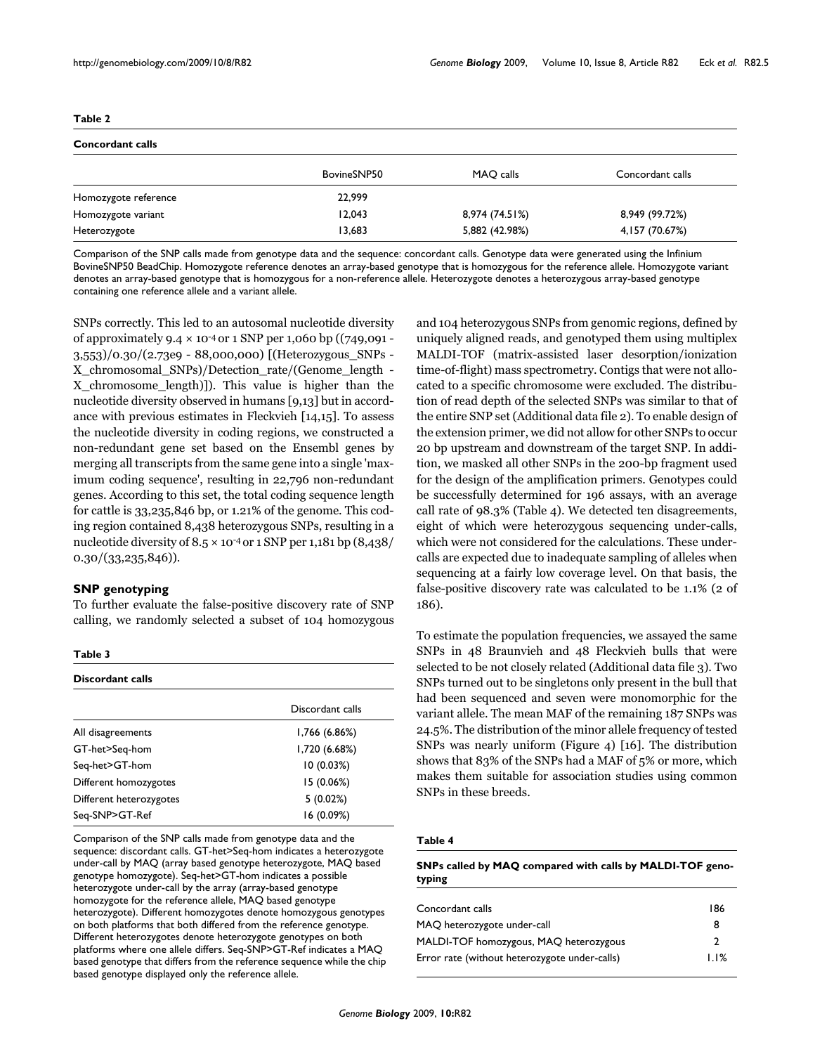**Table 2**

**Concordant calls**

| | BovineSNP50 | MAQ calls | Concordant calls |
|---|---|---|---|
| Homozygote reference | 22,999 | | |
| Homozygote variant | 12,043 | 8,974 (74.51%) | 8,949 (99.72%) |
| Heterozygote | 13,683 | 5,882 (42.98%) | 4,157 (70.67%) |

Comparison of the SNP calls made from genotype data and the sequence: concordant calls. Genotype data were generated using the Infinium BovineSNP50 BeadChip. Homozygote reference denotes an array-based genotype that is homozygous for the reference allele. Homozygote variant denotes an array-based genotype that is homozygous for a non-reference allele. Heterozygote denotes a heterozygous array-based genotype containing one reference allele and a variant allele.

SNPs correctly. This led to an autosomal nucleotide diversity of approximately $9.4 \times 10^{-4}$ or 1 SNP per 1,060 bp ((749,091 - 3,553)/0.30/(2.73e9 - 88,000,000) [(Heterozygous_SNPs - X_chromosomal_SNPs)/Detection_rate/(Genome_length - X_chromosome_length)]). This value is higher than the nucleotide diversity observed in humans [9,13] but in accordance with previous estimates in Fleckvieh [14,15]. To assess the nucleotide diversity in coding regions, we constructed a non-redundant gene set based on the Ensembl genes by merging all transcripts from the same gene into a single 'maximum coding sequence', resulting in 22,796 non-redundant genes. According to this set, the total coding sequence length for cattle is 33,235,846 bp, or 1.21% of the genome. This coding region contained 8,438 heterozygous SNPs, resulting in a nucleotide diversity of $8.5 \times 10^{-4}$ or 1 SNP per 1,181 bp (8,438/0.30/(33,235,846)).

### SNP genotyping

To further evaluate the false-positive discovery rate of SNP calling, we randomly selected a subset of 104 homozygous and 104 heterozygous SNPs from genomic regions, defined by uniquely aligned reads, and genotyped them using multiplex MALDI-TOF (matrix-assisted laser desorption/ionization time-of-flight) mass spectrometry. Contigs that were not allocated to a specific chromosome were excluded. The distribution of read depth of the selected SNPs was similar to that of the entire SNP set (Additional data file 2). To enable design of the extension primer, we did not allow for other SNPs to occur 20 bp upstream and downstream of the target SNP. In addition, we masked all other SNPs in the 200-bp fragment used for the design of the amplification primers. Genotypes could be successfully determined for 196 assays, with an average call rate of 98.3% (Table 4). We detected ten disagreements, eight of which were heterozygous sequencing under-calls, which were not considered for the calculations. These under-calls are expected due to inadequate sampling of alleles when sequencing at a fairly low coverage level. On that basis, the false-positive discovery rate was calculated to be 1.1% (2 of 186).

To estimate the population frequencies, we assayed the same SNPs in 48 Braunvieh and 48 Fleckvieh bulls that were selected to be not closely related (Additional data file 3). Two SNPs turned out to be singletons only present in the bull that had been sequenced and seven were monomorphic for the variant allele. The mean MAF of the remaining 187 SNPs was 24.5%. The distribution of the minor allele frequency of tested SNPs was nearly uniform (Figure 4) [16]. The distribution shows that 83% of the SNPs had a MAF of 5% or more, which makes them suitable for association studies using common SNPs in these breeds.

**Table 3**

**Discordant calls**

| | Discordant calls |
|---|---|
| All disagreements | 1,766 (6.86%) |
| GT-het>Seq-hom | 1,720 (6.68%) |
| Seq-het>GT-hom | 10 (0.03%) |
| Different homozygotes | 15 (0.06%) |
| Different heterozygotes | 5 (0.02%) |
| Seq-SNP>GT-Ref | 16 (0.09%) |

Comparison of the SNP calls made from genotype data and the sequence: discordant calls. GT-het>Seq-hom indicates a heterozygote under-call by MAQ (array based genotype heterozygote, MAQ based genotype homozygote). Seq-het>GT-hom indicates a possible heterozygote under-call by the array (array-based genotype homozygote for the reference allele, MAQ based genotype heterozygote). Different homozygotes denote homozygous genotypes on both platforms that both differed from the reference genotype. Different heterozygotes denote heterozygote genotypes on both platforms where one allele differs. Seq-SNP>GT-Ref indicates a MAQ based genotype that differs from the reference sequence while the chip based genotype displayed only the reference allele.

**Table 4**

**SNPs called by MAQ compared with calls by MALDI-TOF genotyping**

| | |
|---|---|
| Concordant calls | 186 |
| MAQ heterozygote under-call | 8 |
| MALDI-TOF homozygous, MAQ heterozygous | 2 |
| Error rate (without heterozygote under-calls) | 1.1% |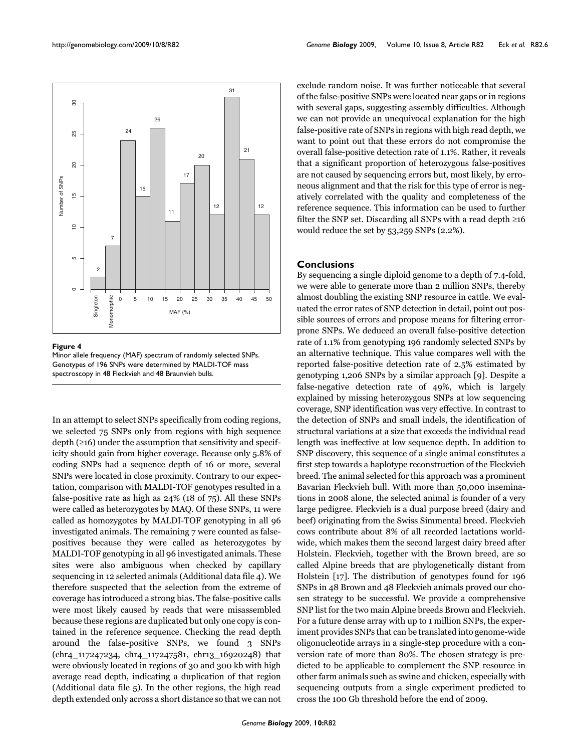**Figure 4**

Minor allele frequency (MAF) spectrum of randomly selected SNPs. Genotypes of 196 SNPs were determined by MALDI-TOF mass spectroscopy in 48 Fleckvieh and 48 Braunvieh bulls.

In an attempt to select SNPs specifically from coding regions, we selected 75 SNPs only from regions with high sequence depth (≥16) under the assumption that sensitivity and specificity should gain from higher coverage. Because only 5.8% of coding SNPs had a sequence depth of 16 or more, several SNPs were located in close proximity. Contrary to our expectation, comparison with MALDI-TOF genotypes resulted in a false-positive rate as high as 24% (18 of 75). All these SNPs were called as heterozygotes by MAQ. Of these SNPs, 11 were called as homozygotes by MALDI-TOF genotyping in all 96 investigated animals. The remaining 7 were counted as false-positives because they were called as heterozygotes by MALDI-TOF genotyping in all 96 investigated animals. These sites were also ambiguous when checked by capillary sequencing in 12 selected animals (Additional data file 4). We therefore suspected that the selection from the extreme of coverage has introduced a strong bias. The false-positive calls were most likely caused by reads that were misassembled because these regions are duplicated but only one copy is contained in the reference sequence. Checking the read depth around the false-positive SNPs, we found 3 SNPs (chr4_117247234, chr4_117247581, chr13_16920248) that were obviously located in regions of 30 and 300 kb with high average read depth, indicating a duplication of that region (Additional data file 5). In the other regions, the high read depth extended only across a short distance so that we can not exclude random noise. It was further noticeable that several of the false-positive SNPs were located near gaps or in regions with several gaps, suggesting assembly difficulties. Although we can not provide an unequivocal explanation for the high false-positive rate of SNPs in regions with high read depth, we want to point out that these errors do not compromise the overall false-positive detection rate of 1.1%. Rather, it reveals that a significant proportion of heterozygous false-positives are not caused by sequencing errors but, most likely, by erroneous alignment and that the risk for this type of error is negatively correlated with the quality and completeness of the reference sequence. This information can be used to further filter the SNP set. Discarding all SNPs with a read depth ≥16 would reduce the set by 53,259 SNPs (2.2%).

## Conclusions

By sequencing a single diploid genome to a depth of 7.4-fold, we were able to generate more than 2 million SNPs, thereby almost doubling the existing SNP resource in cattle. We evaluated the error rates of SNP detection in detail, point out possible sources of errors and propose means for filtering error-prone SNPs. We deduced an overall false-positive detection rate of 1.1% from genotyping 196 randomly selected SNPs by an alternative technique. This value compares well with the reported false-positive detection rate of 2.5% estimated by genotyping 1,206 SNPs by a similar approach [9]. Despite a false-negative detection rate of 49%, which is largely explained by missing heterozygous SNPs at low sequencing coverage, SNP identification was very effective. In contrast to the detection of SNPs and small indels, the identification of structural variations at a size that exceeds the individual read length was ineffective at low sequence depth. In addition to SNP discovery, this sequence of a single animal constitutes a first step towards a haplotype reconstruction of the Fleckvieh breed. The animal selected for this approach was a prominent Bavarian Fleckvieh bull. With more than 50,000 inseminations in 2008 alone, the selected animal is founder of a very large pedigree. Fleckvieh is a dual purpose breed (dairy and beef) originating from the Swiss Simmental breed. Fleckvieh cows contribute about 8% of all recorded lactations worldwide, which makes them the second largest dairy breed after Holstein. Fleckvieh, together with the Brown breed, are so called Alpine breeds that are phylogenetically distant from Holstein [17]. The distribution of genotypes found for 196 SNPs in 48 Brown and 48 Fleckvieh animals proved our chosen strategy to be successful. We provide a comprehensive SNP list for the two main Alpine breeds Brown and Fleckvieh. For a future dense array with up to 1 million SNPs, the experiment provides SNPs that can be translated into genome-wide oligonucleotide arrays in a single-step procedure with a conversion rate of more than 80%. The chosen strategy is predicted to be applicable to complement the SNP resource in other farm animals such as swine and chicken, especially with sequencing outputs from a single experiment predicted to cross the 100 Gb threshold before the end of 2009.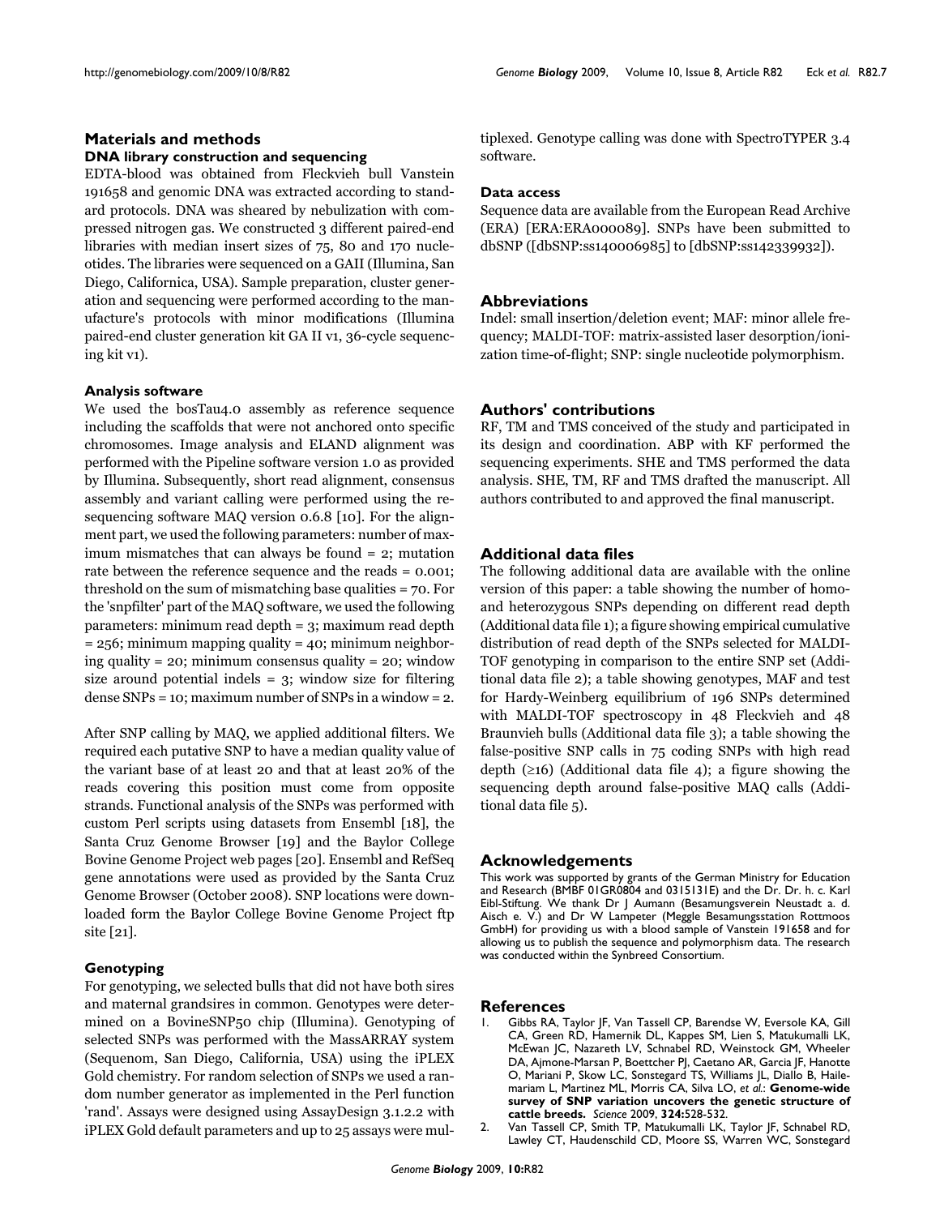## Materials and methods

### DNA library construction and sequencing

EDTA-blood was obtained from Fleckvieh bull Vanstein 191658 and genomic DNA was extracted according to standard protocols. DNA was sheared by nebulization with compressed nitrogen gas. We constructed 3 different paired-end libraries with median insert sizes of 75, 80 and 170 nucleotides. The libraries were sequenced on a GAII (Illumina, San Diego, Californica, USA). Sample preparation, cluster generation and sequencing were performed according to the manufacture's protocols with minor modifications (Illumina paired-end cluster generation kit GA II v1, 36-cycle sequencing kit v1).

### Analysis software

We used the bosTau4.0 assembly as reference sequence including the scaffolds that were not anchored onto specific chromosomes. Image analysis and ELAND alignment was performed with the Pipeline software version 1.0 as provided by Illumina. Subsequently, short read alignment, consensus assembly and variant calling were performed using the re-sequencing software MAQ version 0.6.8 [10]. For the alignment part, we used the following parameters: number of maximum mismatches that can always be found = 2; mutation rate between the reference sequence and the reads = 0.001; threshold on the sum of mismatching base qualities = 70. For the 'snpfilter' part of the MAQ software, we used the following parameters: minimum read depth = 3; maximum read depth = 256; minimum mapping quality = 40; minimum neighboring quality = 20; minimum consensus quality = 20; window size around potential indels = 3; window size for filtering dense SNPs = 10; maximum number of SNPs in a window = 2.

After SNP calling by MAQ, we applied additional filters. We required each putative SNP to have a median quality value of the variant base of at least 20 and that at least 20% of the reads covering this position must come from opposite strands. Functional analysis of the SNPs was performed with custom Perl scripts using datasets from Ensembl [18], the Santa Cruz Genome Browser [19] and the Baylor College Bovine Genome Project web pages [20]. Ensembl and RefSeq gene annotations were used as provided by the Santa Cruz Genome Browser (October 2008). SNP locations were downloaded form the Baylor College Bovine Genome Project ftp site [21].

### Genotyping

For genotyping, we selected bulls that did not have both sires and maternal grandsires in common. Genotypes were determined on a BovineSNP50 chip (Illumina). Genotyping of selected SNPs was performed with the MassARRAY system (Sequenom, San Diego, California, USA) using the iPLEX Gold chemistry. For random selection of SNPs we used a random number generator as implemented in the Perl function 'rand'. Assays were designed using AssayDesign 3.1.2.2 with iPLEX Gold default parameters and up to 25 assays were multiplexed. Genotype calling was done with SpectroTYPER 3.4 software.

### Data access

Sequence data are available from the European Read Archive (ERA) [ERA:ERA000089]. SNPs have been submitted to dbSNP ([dbSNP:ss140006985] to [dbSNP:ss142339932]).

## Abbreviations

Indel: small insertion/deletion event; MAF: minor allele frequency; MALDI-TOF: matrix-assisted laser desorption/ionization time-of-flight; SNP: single nucleotide polymorphism.

## Authors' contributions

RF, TM and TMS conceived of the study and participated in its design and coordination. ABP with KF performed the sequencing experiments. SHE and TMS performed the data analysis. SHE, TM, RF and TMS drafted the manuscript. All authors contributed to and approved the final manuscript.

## Additional data files

The following additional data are available with the online version of this paper: a table showing the number of homo- and heterozygous SNPs depending on different read depth (Additional data file 1); a figure showing empirical cumulative distribution of read depth of the SNPs selected for MALDI-TOF genotyping in comparison to the entire SNP set (Additional data file 2); a table showing genotypes, MAF and test for Hardy-Weinberg equilibrium of 196 SNPs determined with MALDI-TOF spectroscopy in 48 Fleckvieh and 48 Braunvieh bulls (Additional data file 3); a table showing the false-positive SNP calls in 75 coding SNPs with high read depth (≥16) (Additional data file 4); a figure showing the sequencing depth around false-positive MAQ calls (Additional data file 5).

## Acknowledgements

This work was supported by grants of the German Ministry for Education and Research (BMBF 01GR0804 and 0315131E) and the Dr. Dr. h. c. Karl Eibl-Stiftung. We thank Dr J Aumann (Besamungsverein Neustadt a. d. Aisch e. V.) and Dr W Lampeter (Meggle Besamungsstation Rottmoos GmbH) for providing us with a blood sample of Vanstein 191658 and for allowing us to publish the sequence and polymorphism data. The research was conducted within the Synbreed Consortium.

## References

1. Gibbs RA, Taylor JF, Van Tassell CP, Barendse W, Eversole KA, Gill CA, Green RD, Hamernik DL, Kappes SM, Lien S, Matukumalli LK, McEwan JC, Nazareth LV, Schnabel RD, Weinstock GM, Wheeler DA, Ajmone-Marsan P, Boettcher PJ, Caetano AR, Garcia JF, Hanotte O, Mariani P, Skow LC, Sonstegard TS, Williams JL, Diallo B, Hailemariam L, Martinez ML, Morris CA, Silva LO, *et al.*: **Genome-wide survey of SNP variation uncovers the genetic structure of cattle breeds.** *Science* 2009, **324:**528-532.
2. Van Tassell CP, Smith TP, Matukumalli LK, Taylor JF, Schnabel RD, Lawley CT, Haudenschild CD, Moore SS, Warren WC, Sonstegard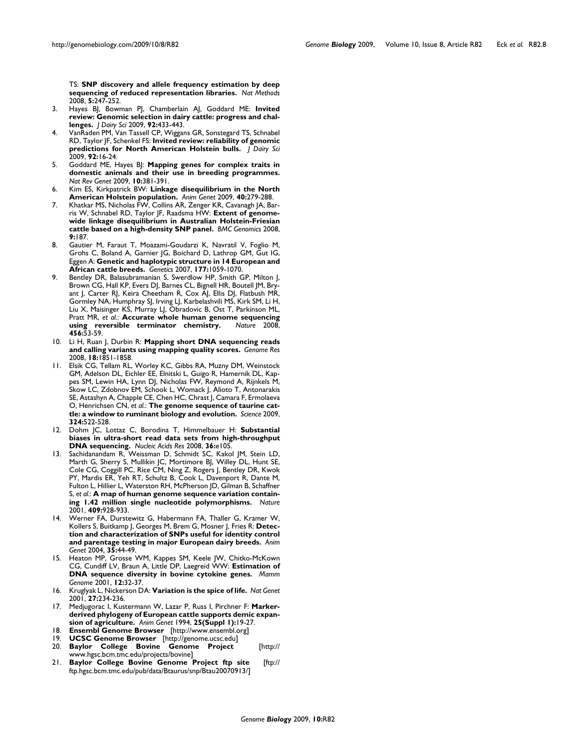TS: **SNP discovery and allele frequency estimation by deep sequencing of reduced representation libraries.** *Nat Methods* 2008, **5:**247-252.

3. Hayes BJ, Bowman PJ, Chamberlain AJ, Goddard ME: **Invited review: Genomic selection in dairy cattle: progress and challenges.** *J Dairy Sci* 2009, **92:**433-443.
4. VanRaden PM, Van Tassell CP, Wiggans GR, Sonstegard TS, Schnabel RD, Taylor JF, Schenkel FS: **Invited review: reliability of genomic predictions for North American Holstein bulls.** *J Dairy Sci* 2009, **92:**16-24.
5. Goddard ME, Hayes BJ: **Mapping genes for complex traits in domestic animals and their use in breeding programmes.** *Nat Rev Genet* 2009, **10:**381-391.
6. Kim ES, Kirkpatrick BW: **Linkage disequilibrium in the North American Holstein population.** *Anim Genet* 2009, **40:**279-288.
7. Khatkar MS, Nicholas FW, Collins AR, Zenger KR, Cavanagh JA, Barris W, Schnabel RD, Taylor JF, Raadsma HW: **Extent of genome-wide linkage disequilibrium in Australian Holstein-Friesian cattle based on a high-density SNP panel.** *BMC Genomics* 2008, **9:**187.
8. Gautier M, Faraut T, Moazami-Goudarzi K, Navratil V, Foglio M, Grohs C, Boland A, Garnier JG, Boichard D, Lathrop GM, Gut IG, Eggen A: **Genetic and haplotypic structure in 14 European and African cattle breeds.** *Genetics* 2007, **177:**1059-1070.
9. Bentley DR, Balasubramanian S, Swerdlow HP, Smith GP, Milton J, Brown CG, Hall KP, Evers DJ, Barnes CL, Bignell HR, Boutell JM, Bryant J, Carter RJ, Keira Cheetham R, Cox AJ, Ellis DJ, Flatbush MR, Gormley NA, Humphray SJ, Irving LJ, Karbelashvili MS, Kirk SM, Li H, Liu X, Maisinger KS, Murray LJ, Obradovic B, Ost T, Parkinson ML, Pratt MR, *et al.*: **Accurate whole human genome sequencing using reversible terminator chemistry.** *Nature* 2008, **456:**53-59.
10. Li H, Ruan J, Durbin R: **Mapping short DNA sequencing reads and calling variants using mapping quality scores.** *Genome Res* 2008, **18:**1851-1858.
11. Elsik CG, Tellam RL, Worley KC, Gibbs RA, Muzny DM, Weinstock GM, Adelson DL, Eichler EE, Elnitski L, Guigo R, Hamernik DL, Kappes SM, Lewin HA, Lynn DJ, Nicholas FW, Reymond A, Rijnkels M, Skow LC, Zdobnov EM, Schook L, Womack J, Alioto T, Antonarakis SE, Astashyn A, Chapple CE, Chen HC, Chrast J, Camara F, Ermolaeva O, Henrichsen CN, *et al.*: **The genome sequence of taurine cattle: a window to ruminant biology and evolution.** *Science* 2009, **324:**522-528.
12. Dohm JC, Lottaz C, Borodina T, Himmelbauer H: **Substantial biases in ultra-short read data sets from high-throughput DNA sequencing.** *Nucleic Acids Res* 2008, **36:**e105.
13. Sachidanandam R, Weissman D, Schmidt SC, Kakol JM, Stein LD, Marth G, Sherry S, Mullikin JC, Mortimore BJ, Willey DL, Hunt SE, Cole CG, Coggill PC, Rice CM, Ning Z, Rogers J, Bentley DR, Kwok PY, Mardis ER, Yeh RT, Schultz B, Cook L, Davenport R, Dante M, Fulton L, Hillier L, Waterston RH, McPherson JD, Gilman B, Schaffner S, *et al.*: **A map of human genome sequence variation containing 1.42 million single nucleotide polymorphisms.** *Nature* 2001, **409:**928-933.
14. Werner FA, Durstewitz G, Habermann FA, Thaller G, Kramer W, Kollers S, Buitkamp J, Georges M, Brem G, Mosner J, Fries R: **Detection and characterization of SNPs useful for identity control and parentage testing in major European dairy breeds.** *Anim Genet* 2004, **35:**44-49.
15. Heaton MP, Grosse WM, Kappes SM, Keele JW, Chitko-McKown CG, Cundiff LV, Braun A, Little DP, Laegreid WW: **Estimation of DNA sequence diversity in bovine cytokine genes.** *Mamm Genome* 2001, **12:**32-37.
16. Kruglyak L, Nickerson DA: **Variation is the spice of life.** *Nat Genet* 2001, **27:**234-236.
17. Medjugorac I, Kustermann W, Lazar P, Russ I, Pirchner F: **Marker-derived phylogeny of European cattle supports demic expansion of agriculture.** *Anim Genet* 1994, **25(Suppl 1):**19-27.
18. **Ensembl Genome Browser** [http://www.ensembl.org]
19. **UCSC Genome Browser** [http://genome.ucsc.edu]
20. **Baylor College Bovine Genome Project** [http://www.hgsc.bcm.tmc.edu/projects/bovine]
21. **Baylor College Bovine Genome Project ftp site** [ftp://ftp.hgsc.bcm.tmc.edu/pub/data/Btaurus/snp/Btau20070913/]